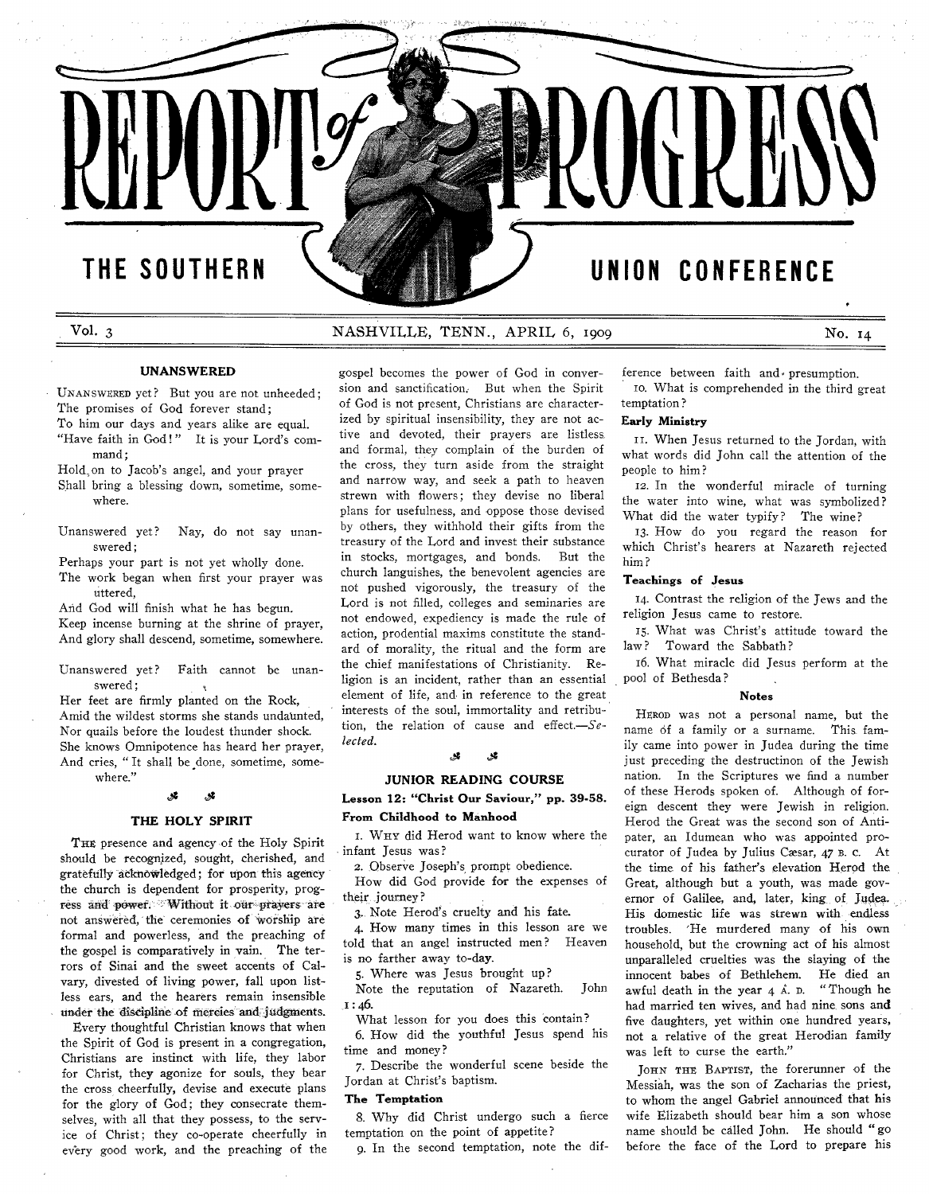# REPORT of PROGRESS

## THE SOUTHERN UNION CONFERENCE

Vol. 3 NASHVILLE, TENN., APRIL 6, 1909 No. 14

### UNANSWERED

UNANSWERED yet? But you are not unheeded;
The promises of God forever stand;
To him our days and years alike are equal.
"Have faith in God!" It is your Lord's command;
Hold on to Jacob's angel, and your prayer
Shall bring a blessing down, sometime, somewhere.

Unanswered yet? Nay, do not say unanswered;
Perhaps your part is not yet wholly done.
The work began when first your prayer was uttered,
And God will finish what he has begun.
Keep incense burning at the shrine of prayer,
And glory shall descend, sometime, somewhere.

Unanswered yet? Faith cannot be unanswered;
Her feet are firmly planted on the Rock,
Amid the wildest storms she stands undaunted,
Nor quails before the loudest thunder shock.
She knows Omnipotence has heard her prayer,
And cries, "It shall be done, sometime, somewhere."

### THE HOLY SPIRIT

THE presence and agency of the Holy Spirit should be recognized, sought, cherished, and gratefully acknowledged; for upon this agency the church is dependent for prosperity, progress and power. Without it our prayers are not answered, the ceremonies of worship are formal and powerless, and the preaching of the gospel is comparatively in vain. The terrors of Sinai and the sweet accents of Calvary, divested of living power, fall upon listless ears, and the hearers remain insensible under the discipline of mercies and judgments.

Every thoughtful Christian knows that when the Spirit of God is present in a congregation, Christians are instinct with life, they labor for Christ, they agonize for souls, they bear the cross cheerfully, devise and execute plans for the glory of God; they consecrate themselves, with all that they possess, to the service of Christ; they co-operate cheerfully in every good work, and the preaching of the gospel becomes the power of God in conversion and sanctification. But when the Spirit of God is not present, Christians are characterized by spiritual insensibility, they are not active and devoted, their prayers are listless and formal, they complain of the burden of the cross, they turn aside from the straight and narrow way, and seek a path to heaven strewn with flowers; they devise no liberal plans for usefulness, and oppose those devised by others, they withhold their gifts from the treasury of the Lord and invest their substance in stocks, mortgages, and bonds. But the church languishes, the benevolent agencies are not pushed vigorously, the treasury of the Lord is not filled, colleges and seminaries are not endowed, expediency is made the rule of action, prodential maxims constitute the standard of morality, the ritual and the form are the chief manifestations of Christianity. Religion is an incident, rather than an essential element of life, and in reference to the great interests of the soul, immortality and retribution, the relation of cause and effect.—*Selected.*

### JUNIOR READING COURSE

**Lesson 12: "Christ Our Saviour," pp. 39-58.**

**From Childhood to Manhood**

1. WHY did Herod want to know where the infant Jesus was?
2. Observe Joseph's prompt obedience.
   How did God provide for the expenses of their journey?
3. Note Herod's cruelty and his fate.
4. How many times in this lesson are we told that an angel instructed men? Heaven is no farther away to-day.
5. Where was Jesus brought up?
   Note the reputation of Nazareth. John 1:46.
   What lesson for you does this contain?
6. How did the youthful Jesus spend his time and money?
7. Describe the wonderful scene beside the Jordan at Christ's baptism.

**The Temptation**

8. Why did Christ undergo such a fierce temptation on the point of appetite?
9. In the second temptation, note the difference between faith and presumption.
10. What is comprehended in the third great temptation?

**Early Ministry**

11. When Jesus returned to the Jordan, with what words did John call the attention of the people to him?
12. In the wonderful miracle of turning the water into wine, what was symbolized? What did the water typify? The wine?
13. How do you regard the reason for which Christ's hearers at Nazareth rejected him?

**Teachings of Jesus**

14. Contrast the religion of the Jews and the religion Jesus came to restore.
15. What was Christ's attitude toward the law? Toward the Sabbath?
16. What miracle did Jesus perform at the pool of Bethesda?

#### Notes

HEROD was not a personal name, but the name of a family or a surname. This family came into power in Judea during the time just preceding the destructinon of the Jewish nation. In the Scriptures we find a number of these Herods spoken of. Although of foreign descent they were Jewish in religion. Herod the Great was the second son of Antipater, an Idumean who was appointed procurator of Judea by Julius Cæsar, 47 B. C. At the time of his father's elevation Herod the Great, although but a youth, was made governor of Galilee, and, later, king of Judea. His domestic life was strewn with endless troubles. He murdered many of his own household, but the crowning act of his almost unparalleled cruelties was the slaying of the innocent babes of Bethlehem. He died an awful death in the year 4 A. D. "Though he had married ten wives, and had nine sons and five daughters, yet within one hundred years, not a relative of the great Herodian family was left to curse the earth."

JOHN THE BAPTIST, the forerunner of the Messiah, was the son of Zacharias the priest, to whom the angel Gabriel announced that his wife Elizabeth should bear him a son whose name should be called John. He should "go before the face of the Lord to prepare his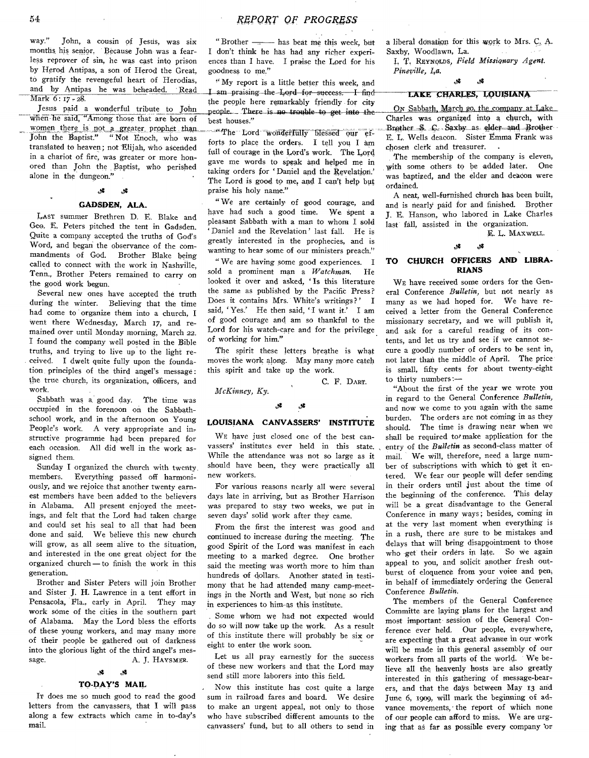way." John, a cousin of Jesus, was six months his senior. Because John was a fearless reprover of sin, he was cast into prison by Herod Antipas, a son of Herod the Great, to gratify the revengeful heart of Herodias, and by Antipas he was beheaded. Read Mark 6: 17-28.

Jesus paid a wonderful tribute to John when he said, "Among those that are born of women there is not a greater prophet than John the Baptist." "Not Enoch, who was translated to heaven; not Elijah, who ascended in a chariot of fire, was greater or more honored than John the Baptist, who perished alone in the dungeon."

## GADSDEN, ALA.

Last summer Brethren D. E. Blake and Geo. E. Peters pitched the tent in Gadsden. Quite a company accepted the truths of God's Word, and began the observance of the commandments of God. Brother Blake being called to connect with the work in Nashville, Tenn., Brother Peters remained to carry on the good work begun.

Several new ones have accepted the truth during the winter. Believing that the time had come to organize them into a church, I went there Wednesday, March 17, and remained over until Monday morning, March 22. I found the company well posted in the Bible truths, and trying to live up to the light received. I dwelt quite fully upon the foundation principles of the third angel's message: the true church, its organization, officers, and work.

Sabbath was a good day. The time was occupied in the forenoon on the Sabbath-school work, and in the afternoon on Young People's work. A very appropriate and instructive programme had been prepared for each occasion. All did well in the work assigned them.

Sunday I organized the church with twenty members. Everything passed off harmoniously, and we rejoice that another twenty earnest members have been added to the believers in Alabama. All present enjoyed the meetings, and felt that the Lord had taken charge and could set his seal to all that had been done and said. We believe this new church will grow, as all seem alive to the situation, and interested in the one great object for the organized church — to finish the work in this generation.

Brother and Sister Peters will join Brother and Sister J. H. Lawrence in a tent effort in Pensacola, Fla., early in April. They may work some of the cities in the southern part of Alabama. May the Lord bless the efforts of these young workers, and may many more of their people be gathered out of darkness into the glorious light of the third angel's message.

A. J. Haysmer.

## TO-DAY'S MAIL

It does me so much good to read the good letters from the canvassers, that I will pass along a few extracts which came in to-day's mail.

"Brother ——— has beat me this week, but I don't think he has had any richer experiences than I have. I praise the Lord for his goodness to me."

"My report is a little better this week, and I am praising the Lord for success. I find the people here remarkably friendly for city people. There is no trouble to get into the best houses."

"The Lord wonderfully blessed our efforts to place the orders. I tell you I am full of courage in the Lord's work. The Lord gave me words to speak and helped me in taking orders for 'Daniel and the Revelation.' The Lord is good to me, and I can't help but praise his holy name."

"We are certainly of good courage, and have had such a good time. We spent a pleasant Sabbath with a man to whom I sold 'Daniel and the Revelation' last fall. He is greatly interested in the prophecies, and is wanting to hear some of our ministers preach."

"We are having some good experiences. I sold a prominent man a *Watchman*. He looked it over and asked, 'Is this literature the same as published by the Pacific Press? Does it contain Mrs. White's writings?' I said, 'Yes.' He then said, 'I want it.' I am of good courage and am so thankful to the Lord for his watch-care and for the privilege of working for him."

The spirit these letters breathe is what moves the work along. May many more catch this spirit and take up the work.

C. F. Dart.

*McKinney, Ky.*

## LOUISIANA CANVASSERS' INSTITUTE

We have just closed one of the best canvassers' institutes ever held in this state. While the attendance was not so large as it should have been, they were practically all new workers.

For various reasons nearly all were several days late in arriving, but as Brother Harrison was prepared to stay two weeks, we put in seven days' solid work after they came.

From the first the interest was good and continued to increase during the meeting. The good Spirit of the Lord was manifest in each meeting to a marked degree. One brother said the meeting was worth more to him than hundreds of dollars. Another stated in testimony that he had attended many camp-meetings in the North and West, but none so rich in experiences to him as this institute.

Some whom we had not expected would do so will now take up the work. As a result of this institute there will probably be six or eight to enter the work soon.

Let us all pray earnestly for the success of these new workers and that the Lord may send still more laborers into this field.

Now this institute has cost quite a large sum in railroad fares and board. We desire to make an urgent appeal, not only to those who have subscribed different amounts to the canvassers' fund, but to all others to send in a liberal donation for this work to Mrs. C. A. Saxby, Woodlawn, La.

I. T. Reynolds, *Field Missionary Agent.*
*Pineville, La.*

## LAKE CHARLES, LOUISIANA

On Sabbath, March 20, the company at Lake Charles was organized into a church, with Brother S. C. Saxby as elder and Brother E. L. Wells deacon. Sister Emma Frank was chosen clerk and treasurer.

The membership of the company is eleven, with some others to be added later. One was baptized, and the elder and deacon were ordained.

A neat, well-furnished church has been built, and is nearly paid for and finished. Brother J. E. Hanson, who labored in Lake Charles last fall, assisted in the organization.

E. L. Maxwell.

## TO CHURCH OFFICERS AND LIBRARIANS

We have received some orders for the General Conference *Bulletin*, but not nearly as many as we had hoped for. We have received a letter from the General Conference missionary secretary, and we will publish it, and ask for a careful reading of its contents, and let us try and see if we cannot secure a goodly number of orders to be sent in, not later than the middle of April. The price is small, fifty cents for about twenty-eight to thirty numbers:—

"About the first of the year we wrote you in regard to the General Conference *Bulletin*, and now we come to you again with the same burden. The orders are not coming in as they should. The time is drawing near when we shall be required to make application for the entry of the *Bulletin* as second-class matter of mail. We will, therefore, need a large number of subscriptions with which to get it entered. We fear our people will defer sending in their orders until just about the time of the beginning of the conference. This delay will be a great disadvantage to the General Conference in many ways; besides, coming in at the very last moment when everything is in a rush, there are sure to be mistakes and delays that will bring disappointment to those who get their orders in late. So we again appeal to you, and solicit another fresh outburst of eloquence from your voice and pen, in behalf of immediately ordering the General Conference *Bulletin*.

The members of the General Conference Committee are laying plans for the largest and most important session of the General Conference ever held. Our people, everywhere, are expecting that a great advance in our work will be made in this general assembly of our workers from all parts of the world. We believe all the heavenly hosts are also greatly interested in this gathering of message-bearers, and that the days between May 13 and June 6, 1909, will mark the beginning of advance movements, the report of which none of our people can afford to miss. We are urging that as far as possible every company or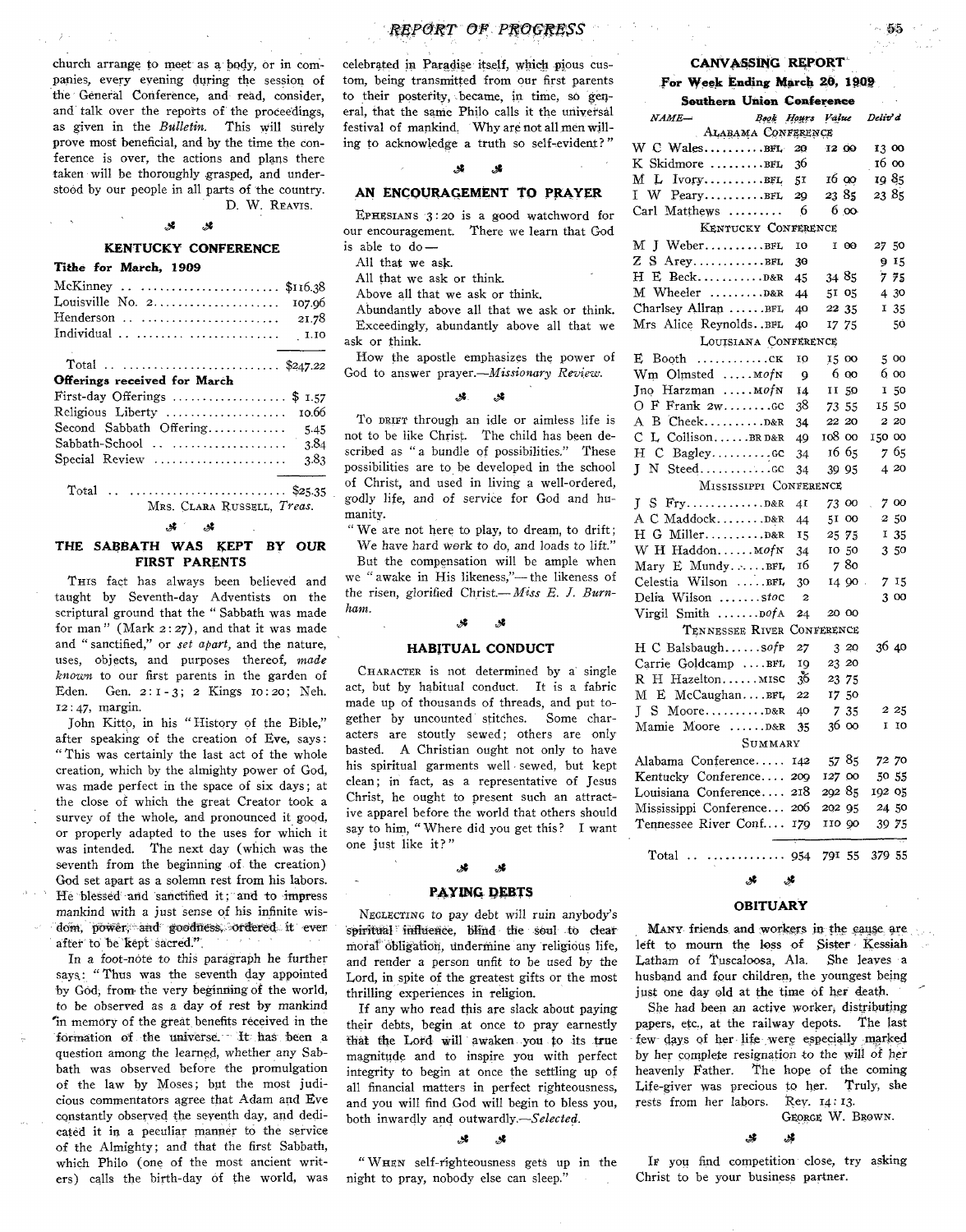church arrange to meet as a body, or in companies, every evening during the session of the General Conference, and read, consider, and talk over the reports of the proceedings, as given in the *Bulletin*. This will surely prove most beneficial, and by the time the conference is over, the actions and plans there taken will be thoroughly grasped, and understood by our people in all parts of the country.

D. W. REAVIS.

## KENTUCKY CONFERENCE

**Tithe for March, 1909**

| | |
|---|---|
| McKinney | $116.38 |
| Louisville No. 2 | 107.96 |
| Henderson | 21.78 |
| Individual | 1.10 |
| Total | $247.22 |

**Offerings received for March**

| | |
|---|---|
| First-day Offerings | $ 1.57 |
| Religious Liberty | 10.66 |
| Second Sabbath Offering | 5.45 |
| Sabbath-School | 3.84 |
| Special Review | 3.83 |
| Total | $25.35 |

MRS. CLARA RUSSELL, *Treas.*

## THE SABBATH WAS KEPT BY OUR FIRST PARENTS

THIS fact has always been believed and taught by Seventh-day Adventists on the scriptural ground that the "Sabbath was made for man" (Mark 2:27), and that it was made and "sanctified," or *set apart*, and the nature, uses, objects, and purposes thereof, *made known* to our first parents in the garden of Eden. Gen. 2:1-3; 2 Kings 10:20; Neh. 12:47, margin.

John Kitto, in his "History of the Bible," after speaking of the creation of Eve, says: "This was certainly the last act of the whole creation, which by the almighty power of God, was made perfect in the space of six days; at the close of which the great Creator took a survey of the whole, and pronounced it good, or properly adapted to the uses for which it was intended. The next day (which was the seventh from the beginning of the creation) God set apart as a solemn rest from his labors. He blessed and sanctified it; and to impress mankind with a just sense of his infinite wisdom, power, and goodness, ordered it ever after to be kept sacred."

In a foot-note to this paragraph he further says: "Thus was the seventh day appointed by God, from the very beginning of the world, to be observed as a day of rest by mankind in memory of the great benefits received in the formation of the universe. It has been a question among the learned, whether any Sabbath was observed before the promulgation of the law by Moses; but the most judicious commentators agree that Adam and Eve constantly observed the seventh day, and dedicated it in a peculiar manner to the service of the Almighty; and that the first Sabbath, which Philo (one of the most ancient writers) calls the birth-day of the world, was celebrated in Paradise itself, which pious custom, being transmitted from our first parents to their posterity, became, in time, so general, that the same Philo calls it the universal festival of mankind. Why are not all men willing to acknowledge a truth so self-evident?"

## AN ENCOURAGEMENT TO PRAYER

EPHESIANS 3:20 is a good watchword for our encouragement. There we learn that God is able to do—

All that we ask.
All that we ask or think.
Above all that we ask or think.
Abundantly above all that we ask or think.
Exceedingly, abundantly above all that we ask or think.

How the apostle emphasizes the power of God to answer prayer.—*Missionary Review.*

TO DRIFT through an idle or aimless life is not to be like Christ. The child has been described as "a bundle of possibilities." These possibilities are to be developed in the school of Christ, and used in living a well-ordered, godly life, and of service for God and humanity.

"We are not here to play, to dream, to drift;
We have hard work to do, and loads to lift."

But the compensation will be ample when we "awake in His likeness,"—the likeness of the risen, glorified Christ.—*Miss E. J. Burnham.*

## HABITUAL CONDUCT

CHARACTER is not determined by a single act, but by habitual conduct. It is a fabric made up of thousands of threads, and put together by uncounted stitches. Some characters are stoutly sewed; others are only basted. A Christian ought not only to have his spiritual garments well sewed, but kept clean; in fact, as a representative of Jesus Christ, he ought to present such an attractive apparel before the world that others should say to him, "Where did you get this? I want one just like it?"

## PAYING DEBTS

NEGLECTING to pay debt will ruin anybody's spiritual influence, blind the soul to clear moral obligation, undermine any religious life, and render a person unfit to be used by the Lord, in spite of the greatest gifts or the most thrilling experiences in religion.

If any who read this are slack about paying their debts, begin at once to pray earnestly that the Lord will awaken you to its true magnitude and to inspire you with perfect integrity to begin at once the settling up of all financial matters in perfect righteousness, and you will find God will begin to bless you, both inwardly and outwardly.—*Selected.*

"WHEN self-righteousness gets up in the night to pray, nobody else can sleep."

## CANVASSING REPORT

**For Week Ending March 20, 1909**

**Southern Union Conference**

| NAME— | Book | Hours | Value | Deliv'd |
|---|---|---|---|---|
| **ALABAMA CONFERENCE** | | | | |
| W C Wales | BFL | 20 | 12 00 | 13 00 |
| K Skidmore | BFL | 36 | | 16 00 |
| M L Ivory | BFL | 51 | 16 00 | 19 85 |
| I W Peary | BFL | 29 | 23 85 | 23 85 |
| Carl Matthews | | 6 | 6 00 | |
| **KENTUCKY CONFERENCE** | | | | |
| M J Weber | BFL | 10 | 1 00 | 27 50 |
| Z S Arey | BFL | 30 | | 9 15 |
| H E Beck | D&R | 45 | 34 85 | 7 75 |
| M Wheeler | D&R | 44 | 51 05 | 4 30 |
| Charlsey Allran | BFL | 40 | 22 35 | 1 35 |
| Mrs Alice Reynolds | BFL | 40 | 17 75 | 50 |
| **LOUISIANA CONFERENCE** | | | | |
| E Booth | CK | 10 | 15 00 | 5 00 |
| Wm Olmsted | MofN | 9 | 6 00 | 6 00 |
| Jno Harzman | MofN | 14 | 11 50 | 1 50 |
| O F Frank 2w | GC | 38 | 73 55 | 15 50 |
| A B Cheek | D&R | 34 | 22 20 | 2 20 |
| C L Collison | BR D&R | 49 | 108 00 | 150 00 |
| H C Bagley | GC | 34 | 16 65 | 7 65 |
| J N Steed | GC | 34 | 39 95 | 4 20 |
| **MISSISSIPPI CONFERENCE** | | | | |
| J S Fry | D&R | 41 | 73 00 | 7 00 |
| A C Maddock | D&R | 44 | 51 00 | 2 50 |
| H G Miller | D&R | 15 | 25 75 | 1 35 |
| W H Haddon | MofN | 34 | 10 50 | 3 50 |
| Mary E Mundy | BFL | 16 | 7 80 | |
| Celestia Wilson | BFL | 30 | 14 90 | 7 15 |
| Delia Wilson | stoc | 2 | | 3 00 |
| Virgil Smith | DofA | 24 | 20 00 | |
| **TENNESSEE RIVER CONFERENCE** | | | | |
| H C Balsbaugh | SofP | 27 | 3 20 | 36 40 |
| Carrie Goldcamp | BFL | 19 | 23 20 | |
| R H Hazelton | MISC | 36 | 23 75 | |
| M E McCaughan | BFL | 22 | 17 50 | |
| J S Moore | D&R | 40 | 7 35 | 2 25 |
| Mamie Moore | D&R | 35 | 36 00 | 1 10 |
| **SUMMARY** | | | | |
| Alabama Conference | | 142 | 57 85 | 72 70 |
| Kentucky Conference | | 209 | 127 00 | 50 55 |
| Louisiana Conference | | 218 | 292 85 | 192 05 |
| Mississippi Conference | | 206 | 202 95 | 24 50 |
| Tennessee River Conf. | | 179 | 110 90 | 39 75 |
| Total | | 954 | 791 55 | 379 55 |

## OBITUARY

MANY friends and workers in the cause are left to mourn the loss of Sister Kessiah Latham of Tuscaloosa, Ala. She leaves a husband and four children, the youngest being just one day old at the time of her death.

She had been an active worker, distributing papers, etc., at the railway depots. The last few days of her life were especially marked by her complete resignation to the will of her heavenly Father. The hope of the coming Life-giver was precious to her. Truly, she rests from her labors. Rev. 14:13.

GEORGE W. BROWN.

IF you find competition close, try asking Christ to be your business partner.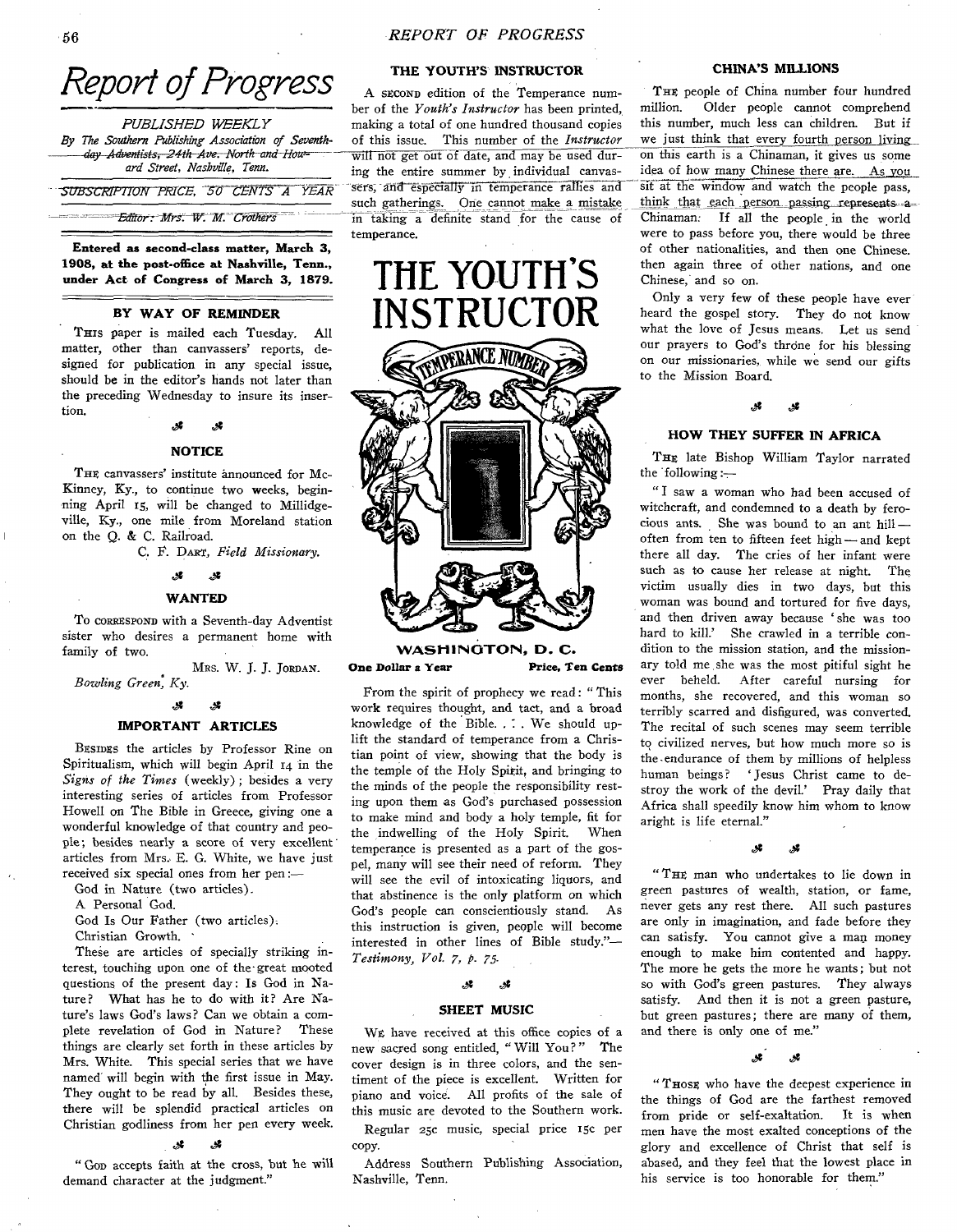# Report of Progress

*PUBLISHED WEEKLY*

*By The Southern Publishing Association of Seventh-day Adventists, 24th Ave. North and Howard Street, Nashville, Tenn.*

*SUBSCRIPTION PRICE, 50 CENTS A YEAR*

*Editor: Mrs. W. M. Crothers*

**Entered as second-class matter, March 3, 1908, at the post-office at Nashville, Tenn., under Act of Congress of March 3, 1879.**

### BY WAY OF REMINDER

THIS paper is mailed each Tuesday. All matter, other than canvassers' reports, designed for publication in any special issue, should be in the editor's hands not later than the preceding Wednesday to insure its insertion.

### NOTICE

THE canvassers' institute announced for McKinney, Ky., to continue two weeks, beginning April 15, will be changed to Millidgeville, Ky., one mile from Moreland station on the Q. & C. Railroad.

C. F. DART, *Field Missionary.*

### WANTED

TO CORRESPOND with a Seventh-day Adventist sister who desires a permanent home with family of two.

MRS. W. J. J. JORDAN.

*Bowling Green, Ky.*

### IMPORTANT ARTICLES

BESIDES the articles by Professor Rine on Spiritualism, which will begin April 14 in the *Signs of the Times* (weekly); besides a very interesting series of articles from Professor Howell on The Bible in Greece, giving one a wonderful knowledge of that country and people; besides nearly a score of very excellent articles from Mrs. E. G. White, we have just received six special ones from her pen:—

God in Nature (two articles).

A Personal God.

God Is Our Father (two articles).

Christian Growth.

These are articles of specially striking interest, touching upon one of the great mooted questions of the present day: Is God in Nature? What has he to do with it? Are Nature's laws God's laws? Can we obtain a complete revelation of God in Nature? These things are clearly set forth in these articles by Mrs. White. This special series that we have named will begin with the first issue in May. They ought to be read by all. Besides these, there will be splendid practical articles on Christian godliness from her pen every week.

"GOD accepts faith at the cross, but he will demand character at the judgment."

### THE YOUTH'S INSTRUCTOR

A SECOND edition of the Temperance number of the *Youth's Instructor* has been printed, making a total of one hundred thousand copies of this issue. This number of the *Instructor* will not get out of date, and may be used during the entire summer by individual canvassers, and especially in temperance rallies and such gatherings. One cannot make a mistake in taking a definite stand for the cause of temperance.

**THE YOUTH'S INSTRUCTOR**

TEMPERANCE NUMBER

**WASHINGTON, D. C.**

**One Dollar a Year** **Price, Ten Cents**

From the spirit of prophecy we read: "This work requires thought, and tact, and a broad knowledge of the Bible. . . . We should uplift the standard of temperance from a Christian point of view, showing that the body is the temple of the Holy Spirit, and bringing to the minds of the people the responsibility resting upon them as God's purchased possession to make mind and body a holy temple, fit for the indwelling of the Holy Spirit. When temperance is presented as a part of the gospel, many will see their need of reform. They will see the evil of intoxicating liquors, and that abstinence is the only platform on which God's people can conscientiously stand. As this instruction is given, people will become interested in other lines of Bible study."—*Testimony, Vol. 7, p. 75.*

### SHEET MUSIC

WE have received at this office copies of a new sacred song entitled, "Will You?" The cover design is in three colors, and the sentiment of the piece is excellent. Written for piano and voice. All profits of the sale of this music are devoted to the Southern work.

Regular 25c music, special price 15c per copy.

Address Southern Publishing Association, Nashville, Tenn.

### CHINA'S MILLIONS

THE people of China number four hundred million. Older people cannot comprehend this number, much less can children. But if we just think that every fourth person living on this earth is a Chinaman, it gives us some idea of how many Chinese there are. As you sit at the window and watch the people pass, think that each person passing represents a Chinaman. If all the people in the world were to pass before you, there would be three of other nationalities, and then one Chinese, then again three of other nations, and one Chinese, and so on.

Only a very few of these people have ever heard the gospel story. They do not know what the love of Jesus means. Let us send our prayers to God's throne for his blessing on our missionaries, while we send our gifts to the Mission Board.

### HOW THEY SUFFER IN AFRICA

THE late Bishop William Taylor narrated the following:—

"I saw a woman who had been accused of witchcraft, and condemned to a death by ferocious ants. She was bound to an ant hill—often from ten to fifteen feet high—and kept there all day. The cries of her infant were such as to cause her release at night. The victim usually dies in two days, but this woman was bound and tortured for five days, and then driven away because 'she was too hard to kill.' She crawled in a terrible condition to the mission station, and the missionary told me she was the most pitiful sight he ever beheld. After careful nursing for months, she recovered, and this woman so terribly scarred and disfigured, was converted. The recital of such scenes may seem terrible to civilized nerves, but how much more so is the endurance of them by millions of helpless human beings? 'Jesus Christ came to destroy the work of the devil.' Pray daily that Africa shall speedily know him whom to know aright is life eternal."

"THE man who undertakes to lie down in green pastures of wealth, station, or fame, never gets any rest there. All such pastures are only in imagination, and fade before they can satisfy. You cannot give a man money enough to make him contented and happy. The more he gets the more he wants; but not so with God's green pastures. They always satisfy. And then it is not a green pasture, but green pastures; there are many of them, and there is only one of me."

"THOSE who have the deepest experience in the things of God are the farthest removed from pride or self-exaltation. It is when men have the most exalted conceptions of the glory and excellence of Christ that self is abased, and they feel that the lowest place in his service is too honorable for them."